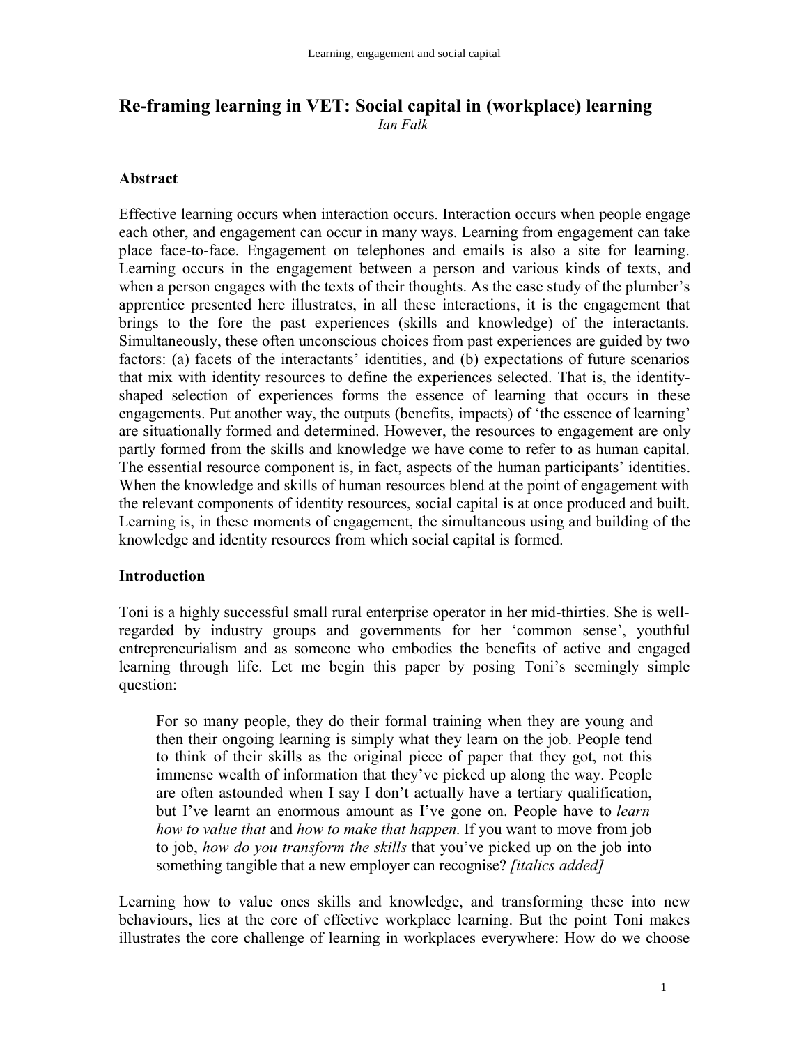# Re-framing learning in VET: Social capital in (workplace) learning

*Ian Falk*

## Abstract

Effective learning occurs when interaction occurs. Interaction occurs when people engage each other, and engagement can occur in many ways. Learning from engagement can take place face-to-face. Engagement on telephones and emails is also a site for learning. Learning occurs in the engagement between a person and various kinds of texts, and when a person engages with the texts of their thoughts. As the case study of the plumber's apprentice presented here illustrates, in all these interactions, it is the engagement that brings to the fore the past experiences (skills and knowledge) of the interactants. Simultaneously, these often unconscious choices from past experiences are guided by two factors: (a) facets of the interactants' identities, and (b) expectations of future scenarios that mix with identity resources to define the experiences selected. That is, the identity-shaped selection of experiences forms the essence of learning that occurs in these engagements. Put another way, the outputs (benefits, impacts) of 'the essence of learning' are situationally formed and determined. However, the resources to engagement are only partly formed from the skills and knowledge we have come to refer to as human capital. The essential resource component is, in fact, aspects of the human participants' identities. When the knowledge and skills of human resources blend at the point of engagement with the relevant components of identity resources, social capital is at once produced and built. Learning is, in these moments of engagement, the simultaneous using and building of the knowledge and identity resources from which social capital is formed.

## Introduction

Toni is a highly successful small rural enterprise operator in her mid-thirties. She is well-regarded by industry groups and governments for her 'common sense', youthful entrepreneurialism and as someone who embodies the benefits of active and engaged learning through life. Let me begin this paper by posing Toni's seemingly simple question:

> For so many people, they do their formal training when they are young and then their ongoing learning is simply what they learn on the job. People tend to think of their skills as the original piece of paper that they got, not this immense wealth of information that they've picked up along the way. People are often astounded when I say I don't actually have a tertiary qualification, but I've learnt an enormous amount as I've gone on. People have to *learn how to value that* and *how to make that happen*. If you want to move from job to job, *how do you transform the skills* that you've picked up on the job into something tangible that a new employer can recognise? *[italics added]*

Learning how to value ones skills and knowledge, and transforming these into new behaviours, lies at the core of effective workplace learning. But the point Toni makes illustrates the core challenge of learning in workplaces everywhere: How do we choose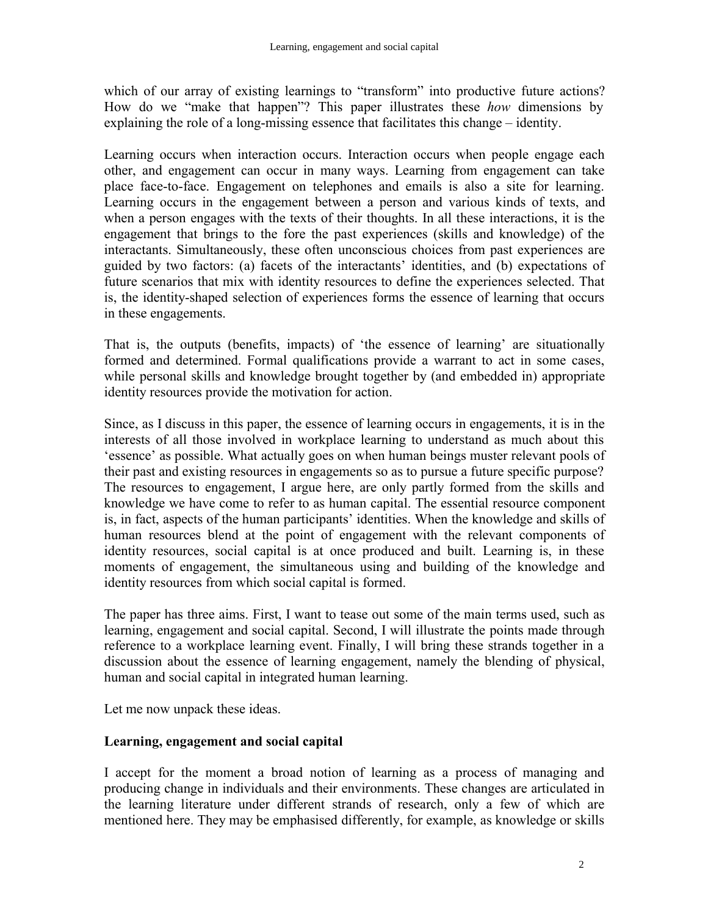which of our array of existing learnings to “transform” into productive future actions? How do we “make that happen”? This paper illustrates these *how* dimensions by explaining the role of a long-missing essence that facilitates this change – identity.

Learning occurs when interaction occurs. Interaction occurs when people engage each other, and engagement can occur in many ways. Learning from engagement can take place face-to-face. Engagement on telephones and emails is also a site for learning. Learning occurs in the engagement between a person and various kinds of texts, and when a person engages with the texts of their thoughts. In all these interactions, it is the engagement that brings to the fore the past experiences (skills and knowledge) of the interactants. Simultaneously, these often unconscious choices from past experiences are guided by two factors: (a) facets of the interactants’ identities, and (b) expectations of future scenarios that mix with identity resources to define the experiences selected. That is, the identity-shaped selection of experiences forms the essence of learning that occurs in these engagements.

That is, the outputs (benefits, impacts) of ‘the essence of learning’ are situationally formed and determined. Formal qualifications provide a warrant to act in some cases, while personal skills and knowledge brought together by (and embedded in) appropriate identity resources provide the motivation for action.

Since, as I discuss in this paper, the essence of learning occurs in engagements, it is in the interests of all those involved in workplace learning to understand as much about this ‘essence’ as possible. What actually goes on when human beings muster relevant pools of their past and existing resources in engagements so as to pursue a future specific purpose? The resources to engagement, I argue here, are only partly formed from the skills and knowledge we have come to refer to as human capital. The essential resource component is, in fact, aspects of the human participants’ identities. When the knowledge and skills of human resources blend at the point of engagement with the relevant components of identity resources, social capital is at once produced and built. Learning is, in these moments of engagement, the simultaneous using and building of the knowledge and identity resources from which social capital is formed.

The paper has three aims. First, I want to tease out some of the main terms used, such as learning, engagement and social capital. Second, I will illustrate the points made through reference to a workplace learning event. Finally, I will bring these strands together in a discussion about the essence of learning engagement, namely the blending of physical, human and social capital in integrated human learning.

Let me now unpack these ideas.

## Learning, engagement and social capital

I accept for the moment a broad notion of learning as a process of managing and producing change in individuals and their environments. These changes are articulated in the learning literature under different strands of research, only a few of which are mentioned here. They may be emphasised differently, for example, as knowledge or skills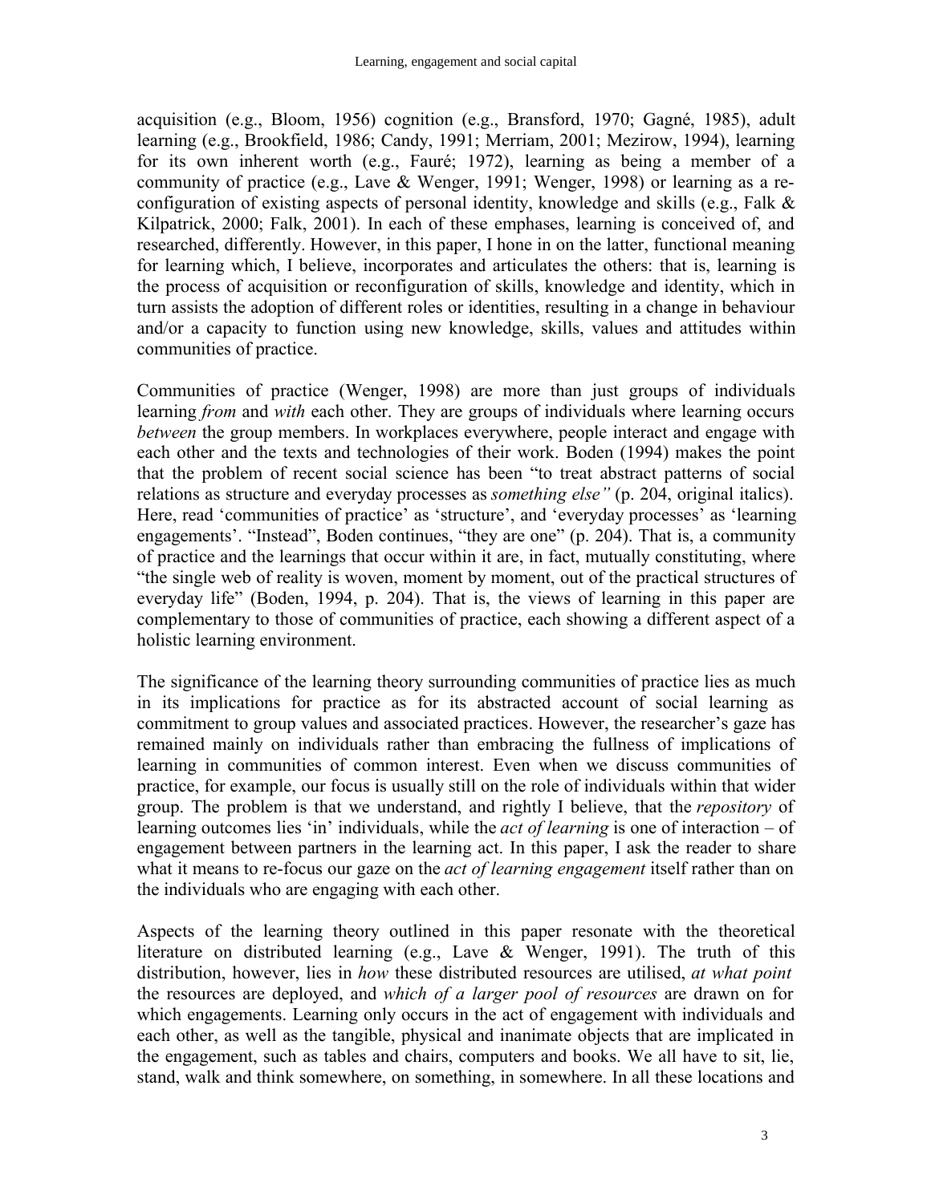acquisition (e.g., Bloom, 1956) cognition (e.g., Bransford, 1970; Gagné, 1985), adult learning (e.g., Brookfield, 1986; Candy, 1991; Merriam, 2001; Mezirow, 1994), learning for its own inherent worth (e.g., Fauré; 1972), learning as being a member of a community of practice (e.g., Lave & Wenger, 1991; Wenger, 1998) or learning as a re-configuration of existing aspects of personal identity, knowledge and skills (e.g., Falk & Kilpatrick, 2000; Falk, 2001). In each of these emphases, learning is conceived of, and researched, differently. However, in this paper, I hone in on the latter, functional meaning for learning which, I believe, incorporates and articulates the others: that is, learning is the process of acquisition or reconfiguration of skills, knowledge and identity, which in turn assists the adoption of different roles or identities, resulting in a change in behaviour and/or a capacity to function using new knowledge, skills, values and attitudes within communities of practice.

Communities of practice (Wenger, 1998) are more than just groups of individuals learning *from* and *with* each other. They are groups of individuals where learning occurs *between* the group members. In workplaces everywhere, people interact and engage with each other and the texts and technologies of their work. Boden (1994) makes the point that the problem of recent social science has been "to treat abstract patterns of social relations as structure and everyday processes as *something else"* (p. 204, original italics). Here, read 'communities of practice' as 'structure', and 'everyday processes' as 'learning engagements'. "Instead", Boden continues, "they are one" (p. 204). That is, a community of practice and the learnings that occur within it are, in fact, mutually constituting, where "the single web of reality is woven, moment by moment, out of the practical structures of everyday life" (Boden, 1994, p. 204). That is, the views of learning in this paper are complementary to those of communities of practice, each showing a different aspect of a holistic learning environment.

The significance of the learning theory surrounding communities of practice lies as much in its implications for practice as for its abstracted account of social learning as commitment to group values and associated practices. However, the researcher's gaze has remained mainly on individuals rather than embracing the fullness of implications of learning in communities of common interest. Even when we discuss communities of practice, for example, our focus is usually still on the role of individuals within that wider group. The problem is that we understand, and rightly I believe, that the *repository* of learning outcomes lies 'in' individuals, while the *act of learning* is one of interaction – of engagement between partners in the learning act. In this paper, I ask the reader to share what it means to re-focus our gaze on the *act of learning engagement* itself rather than on the individuals who are engaging with each other.

Aspects of the learning theory outlined in this paper resonate with the theoretical literature on distributed learning (e.g., Lave & Wenger, 1991). The truth of this distribution, however, lies in *how* these distributed resources are utilised, *at what point* the resources are deployed, and *which of a larger pool of resources* are drawn on for which engagements. Learning only occurs in the act of engagement with individuals and each other, as well as the tangible, physical and inanimate objects that are implicated in the engagement, such as tables and chairs, computers and books. We all have to sit, lie, stand, walk and think somewhere, on something, in somewhere. In all these locations and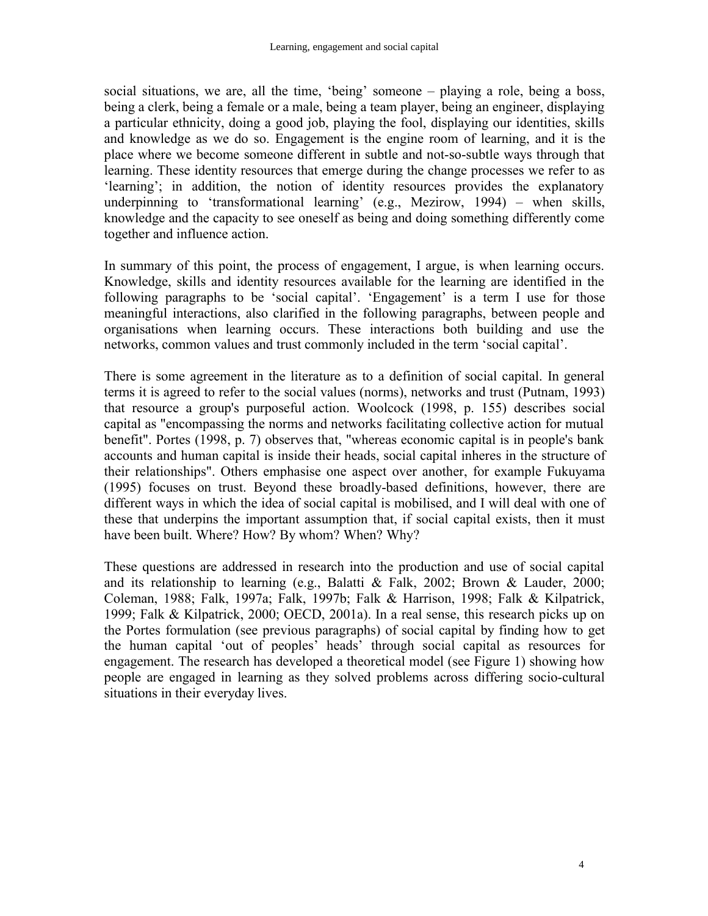social situations, we are, all the time, 'being' someone – playing a role, being a boss, being a clerk, being a female or a male, being a team player, being an engineer, displaying a particular ethnicity, doing a good job, playing the fool, displaying our identities, skills and knowledge as we do so. Engagement is the engine room of learning, and it is the place where we become someone different in subtle and not-so-subtle ways through that learning. These identity resources that emerge during the change processes we refer to as 'learning'; in addition, the notion of identity resources provides the explanatory underpinning to 'transformational learning' (e.g., Mezirow, 1994) – when skills, knowledge and the capacity to see oneself as being and doing something differently come together and influence action.

In summary of this point, the process of engagement, I argue, is when learning occurs. Knowledge, skills and identity resources available for the learning are identified in the following paragraphs to be 'social capital'. 'Engagement' is a term I use for those meaningful interactions, also clarified in the following paragraphs, between people and organisations when learning occurs. These interactions both building and use the networks, common values and trust commonly included in the term 'social capital'.

There is some agreement in the literature as to a definition of social capital. In general terms it is agreed to refer to the social values (norms), networks and trust (Putnam, 1993) that resource a group's purposeful action. Woolcock (1998, p. 155) describes social capital as "encompassing the norms and networks facilitating collective action for mutual benefit". Portes (1998, p. 7) observes that, "whereas economic capital is in people's bank accounts and human capital is inside their heads, social capital inheres in the structure of their relationships". Others emphasise one aspect over another, for example Fukuyama (1995) focuses on trust. Beyond these broadly-based definitions, however, there are different ways in which the idea of social capital is mobilised, and I will deal with one of these that underpins the important assumption that, if social capital exists, then it must have been built. Where? How? By whom? When? Why?

These questions are addressed in research into the production and use of social capital and its relationship to learning (e.g., Balatti & Falk, 2002; Brown & Lauder, 2000; Coleman, 1988; Falk, 1997a; Falk, 1997b; Falk & Harrison, 1998; Falk & Kilpatrick, 1999; Falk & Kilpatrick, 2000; OECD, 2001a). In a real sense, this research picks up on the Portes formulation (see previous paragraphs) of social capital by finding how to get the human capital 'out of peoples' heads' through social capital as resources for engagement. The research has developed a theoretical model (see Figure 1) showing how people are engaged in learning as they solved problems across differing socio-cultural situations in their everyday lives.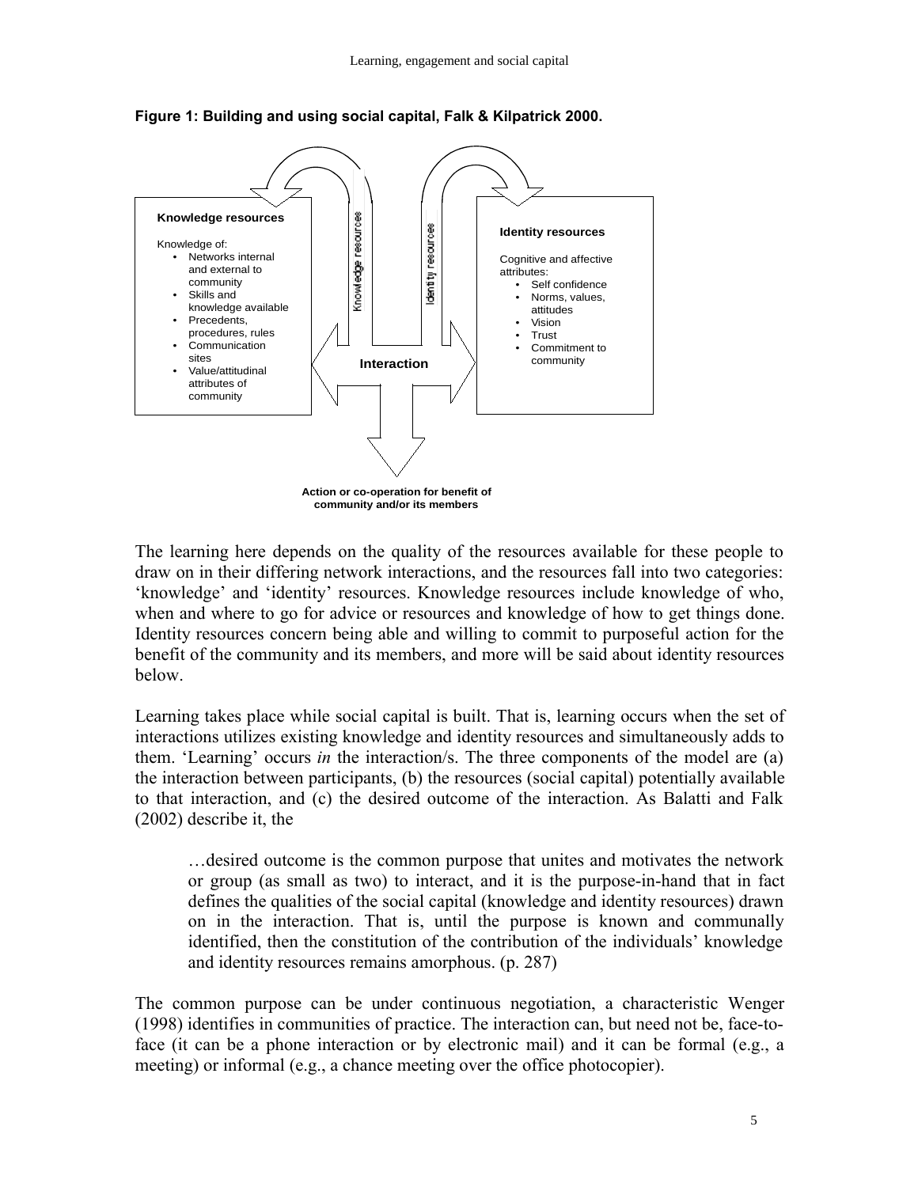**Figure 1: Building and using social capital, Falk & Kilpatrick 2000.**

**Knowledge resources**

Knowledge of:
- Networks internal and external to community
- Skills and knowledge available
- Precedents, procedures, rules
- Communication sites
- Value/attitudinal attributes of community

**Identity resources**

Cognitive and affective attributes:
- Self confidence
- Norms, values, attitudes
- Vision
- Trust
- Commitment to community

Knowledge resources

Identity resources

**Interaction**

**Action or co-operation for benefit of community and/or its members**

The learning here depends on the quality of the resources available for these people to draw on in their differing network interactions, and the resources fall into two categories: 'knowledge' and 'identity' resources. Knowledge resources include knowledge of who, when and where to go for advice or resources and knowledge of how to get things done. Identity resources concern being able and willing to commit to purposeful action for the benefit of the community and its members, and more will be said about identity resources below.

Learning takes place while social capital is built. That is, learning occurs when the set of interactions utilizes existing knowledge and identity resources and simultaneously adds to them. 'Learning' occurs *in* the interaction/s. The three components of the model are (a) the interaction between participants, (b) the resources (social capital) potentially available to that interaction, and (c) the desired outcome of the interaction. As Balatti and Falk (2002) describe it, the

> …desired outcome is the common purpose that unites and motivates the network or group (as small as two) to interact, and it is the purpose-in-hand that in fact defines the qualities of the social capital (knowledge and identity resources) drawn on in the interaction. That is, until the purpose is known and communally identified, then the constitution of the contribution of the individuals' knowledge and identity resources remains amorphous. (p. 287)

The common purpose can be under continuous negotiation, a characteristic Wenger (1998) identifies in communities of practice. The interaction can, but need not be, face-to-face (it can be a phone interaction or by electronic mail) and it can be formal (e.g., a meeting) or informal (e.g., a chance meeting over the office photocopier).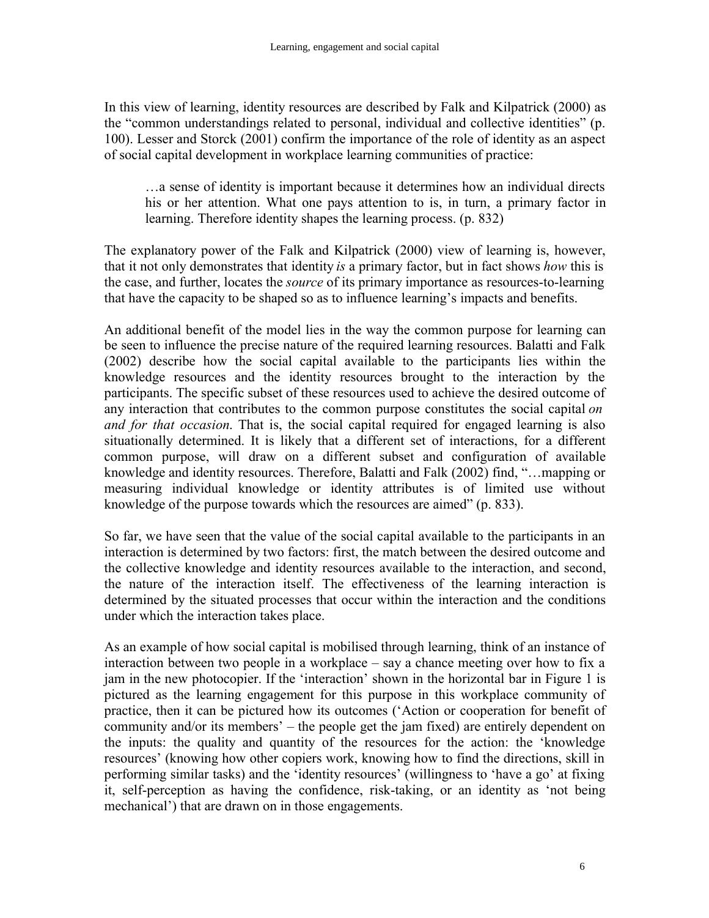In this view of learning, identity resources are described by Falk and Kilpatrick (2000) as the "common understandings related to personal, individual and collective identities" (p. 100). Lesser and Storck (2001) confirm the importance of the role of identity as an aspect of social capital development in workplace learning communities of practice:

> …a sense of identity is important because it determines how an individual directs his or her attention. What one pays attention to is, in turn, a primary factor in learning. Therefore identity shapes the learning process. (p. 832)

The explanatory power of the Falk and Kilpatrick (2000) view of learning is, however, that it not only demonstrates that identity *is* a primary factor, but in fact shows *how* this is the case, and further, locates the *source* of its primary importance as resources-to-learning that have the capacity to be shaped so as to influence learning's impacts and benefits.

An additional benefit of the model lies in the way the common purpose for learning can be seen to influence the precise nature of the required learning resources. Balatti and Falk (2002) describe how the social capital available to the participants lies within the knowledge resources and the identity resources brought to the interaction by the participants. The specific subset of these resources used to achieve the desired outcome of any interaction that contributes to the common purpose constitutes the social capital *on and for that occasion*. That is, the social capital required for engaged learning is also situationally determined. It is likely that a different set of interactions, for a different common purpose, will draw on a different subset and configuration of available knowledge and identity resources. Therefore, Balatti and Falk (2002) find, "…mapping or measuring individual knowledge or identity attributes is of limited use without knowledge of the purpose towards which the resources are aimed" (p. 833).

So far, we have seen that the value of the social capital available to the participants in an interaction is determined by two factors: first, the match between the desired outcome and the collective knowledge and identity resources available to the interaction, and second, the nature of the interaction itself. The effectiveness of the learning interaction is determined by the situated processes that occur within the interaction and the conditions under which the interaction takes place.

As an example of how social capital is mobilised through learning, think of an instance of interaction between two people in a workplace – say a chance meeting over how to fix a jam in the new photocopier. If the 'interaction' shown in the horizontal bar in Figure 1 is pictured as the learning engagement for this purpose in this workplace community of practice, then it can be pictured how its outcomes ('Action or cooperation for benefit of community and/or its members' – the people get the jam fixed) are entirely dependent on the inputs: the quality and quantity of the resources for the action: the 'knowledge resources' (knowing how other copiers work, knowing how to find the directions, skill in performing similar tasks) and the 'identity resources' (willingness to 'have a go' at fixing it, self-perception as having the confidence, risk-taking, or an identity as 'not being mechanical') that are drawn on in those engagements.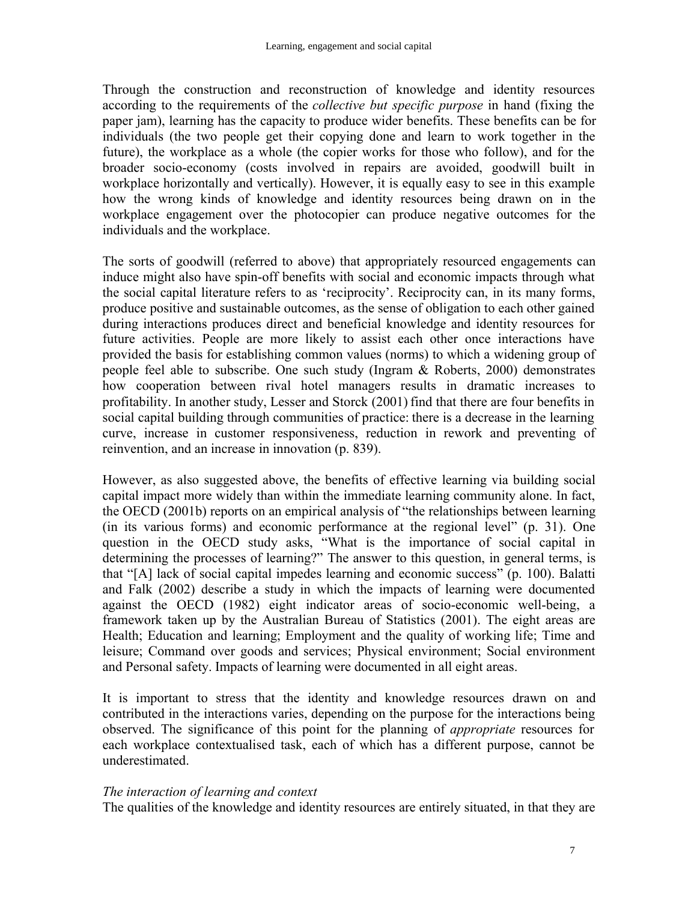Through the construction and reconstruction of knowledge and identity resources according to the requirements of the *collective but specific purpose* in hand (fixing the paper jam), learning has the capacity to produce wider benefits. These benefits can be for individuals (the two people get their copying done and learn to work together in the future), the workplace as a whole (the copier works for those who follow), and for the broader socio-economy (costs involved in repairs are avoided, goodwill built in workplace horizontally and vertically). However, it is equally easy to see in this example how the wrong kinds of knowledge and identity resources being drawn on in the workplace engagement over the photocopier can produce negative outcomes for the individuals and the workplace.

The sorts of goodwill (referred to above) that appropriately resourced engagements can induce might also have spin-off benefits with social and economic impacts through what the social capital literature refers to as 'reciprocity'. Reciprocity can, in its many forms, produce positive and sustainable outcomes, as the sense of obligation to each other gained during interactions produces direct and beneficial knowledge and identity resources for future activities. People are more likely to assist each other once interactions have provided the basis for establishing common values (norms) to which a widening group of people feel able to subscribe. One such study (Ingram & Roberts, 2000) demonstrates how cooperation between rival hotel managers results in dramatic increases to profitability. In another study, Lesser and Storck (2001) find that there are four benefits in social capital building through communities of practice: there is a decrease in the learning curve, increase in customer responsiveness, reduction in rework and preventing of reinvention, and an increase in innovation (p. 839).

However, as also suggested above, the benefits of effective learning via building social capital impact more widely than within the immediate learning community alone. In fact, the OECD (2001b) reports on an empirical analysis of "the relationships between learning (in its various forms) and economic performance at the regional level" (p. 31). One question in the OECD study asks, "What is the importance of social capital in determining the processes of learning?" The answer to this question, in general terms, is that "[A] lack of social capital impedes learning and economic success" (p. 100). Balatti and Falk (2002) describe a study in which the impacts of learning were documented against the OECD (1982) eight indicator areas of socio-economic well-being, a framework taken up by the Australian Bureau of Statistics (2001). The eight areas are Health; Education and learning; Employment and the quality of working life; Time and leisure; Command over goods and services; Physical environment; Social environment and Personal safety. Impacts of learning were documented in all eight areas.

It is important to stress that the identity and knowledge resources drawn on and contributed in the interactions varies, depending on the purpose for the interactions being observed. The significance of this point for the planning of *appropriate* resources for each workplace contextualised task, each of which has a different purpose, cannot be underestimated.

*The interaction of learning and context*

The qualities of the knowledge and identity resources are entirely situated, in that they are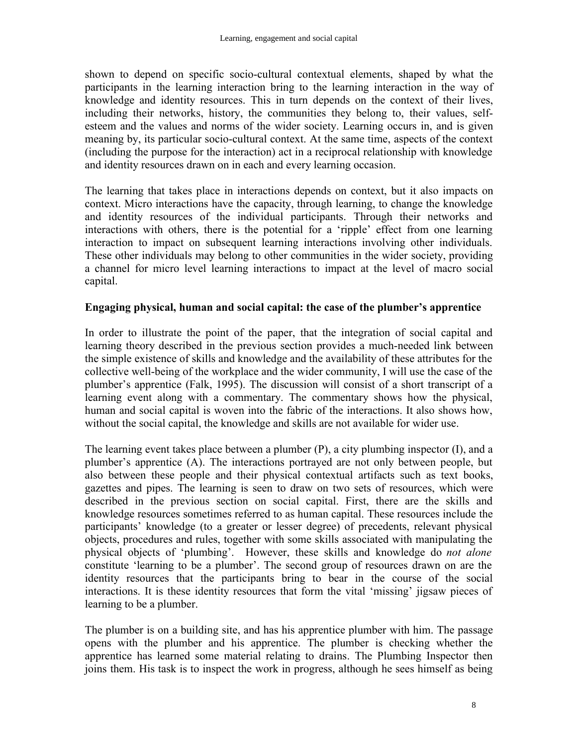shown to depend on specific socio-cultural contextual elements, shaped by what the participants in the learning interaction bring to the learning interaction in the way of knowledge and identity resources. This in turn depends on the context of their lives, including their networks, history, the communities they belong to, their values, self-esteem and the values and norms of the wider society. Learning occurs in, and is given meaning by, its particular socio-cultural context. At the same time, aspects of the context (including the purpose for the interaction) act in a reciprocal relationship with knowledge and identity resources drawn on in each and every learning occasion.

The learning that takes place in interactions depends on context, but it also impacts on context. Micro interactions have the capacity, through learning, to change the knowledge and identity resources of the individual participants. Through their networks and interactions with others, there is the potential for a 'ripple' effect from one learning interaction to impact on subsequent learning interactions involving other individuals. These other individuals may belong to other communities in the wider society, providing a channel for micro level learning interactions to impact at the level of macro social capital.

**Engaging physical, human and social capital: the case of the plumber's apprentice**

In order to illustrate the point of the paper, that the integration of social capital and learning theory described in the previous section provides a much-needed link between the simple existence of skills and knowledge and the availability of these attributes for the collective well-being of the workplace and the wider community, I will use the case of the plumber's apprentice (Falk, 1995). The discussion will consist of a short transcript of a learning event along with a commentary. The commentary shows how the physical, human and social capital is woven into the fabric of the interactions. It also shows how, without the social capital, the knowledge and skills are not available for wider use.

The learning event takes place between a plumber (P), a city plumbing inspector (I), and a plumber's apprentice (A). The interactions portrayed are not only between people, but also between these people and their physical contextual artifacts such as text books, gazettes and pipes. The learning is seen to draw on two sets of resources, which were described in the previous section on social capital. First, there are the skills and knowledge resources sometimes referred to as human capital. These resources include the participants' knowledge (to a greater or lesser degree) of precedents, relevant physical objects, procedures and rules, together with some skills associated with manipulating the physical objects of 'plumbing'. However, these skills and knowledge do *not alone* constitute 'learning to be a plumber'. The second group of resources drawn on are the identity resources that the participants bring to bear in the course of the social interactions. It is these identity resources that form the vital 'missing' jigsaw pieces of learning to be a plumber.

The plumber is on a building site, and has his apprentice plumber with him. The passage opens with the plumber and his apprentice. The plumber is checking whether the apprentice has learned some material relating to drains. The Plumbing Inspector then joins them. His task is to inspect the work in progress, although he sees himself as being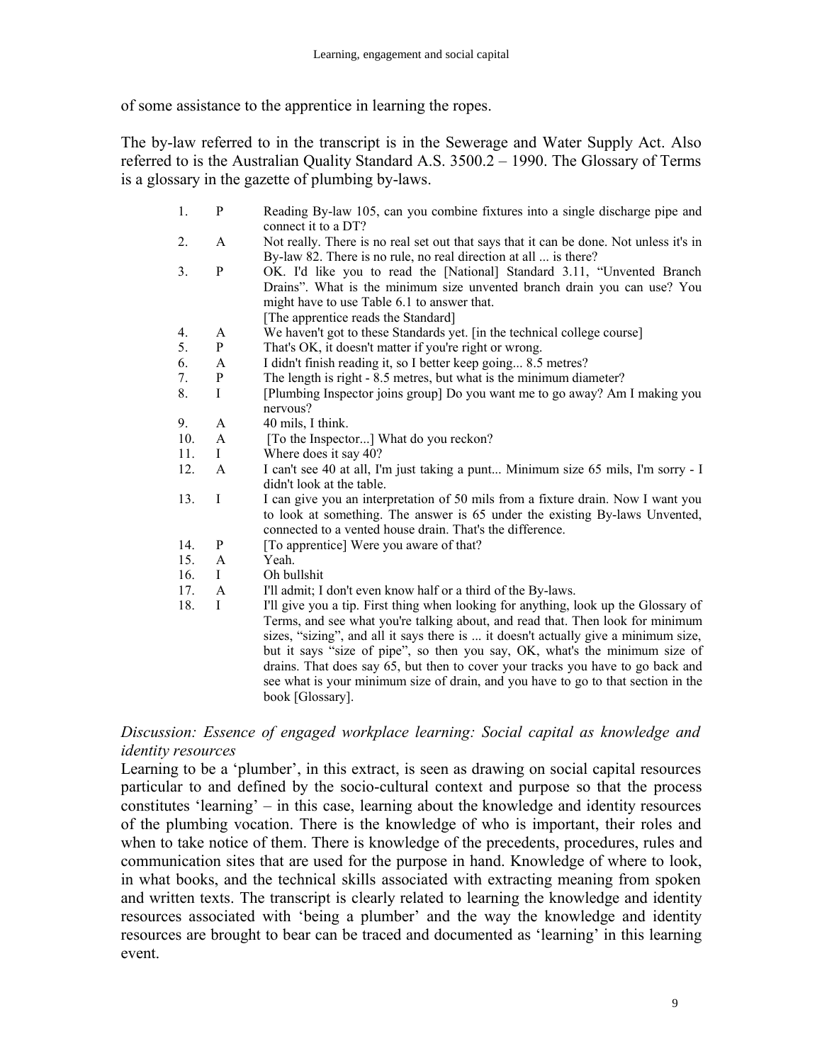of some assistance to the apprentice in learning the ropes.

The by-law referred to in the transcript is in the Sewerage and Water Supply Act. Also referred to is the Australian Quality Standard A.S. 3500.2 – 1990. The Glossary of Terms is a glossary in the gazette of plumbing by-laws.

| | | |
|---|---|---|
| 1. | P | Reading By-law 105, can you combine fixtures into a single discharge pipe and connect it to a DT? |
| 2. | A | Not really. There is no real set out that says that it can be done. Not unless it's in By-law 82. There is no rule, no real direction at all ... is there? |
| 3. | P | OK. I'd like you to read the [National] Standard 3.11, "Unvented Branch Drains". What is the minimum size unvented branch drain you can use? You might have to use Table 6.1 to answer that. [The apprentice reads the Standard] |
| 4. | A | We haven't got to these Standards yet. [in the technical college course] |
| 5. | P | That's OK, it doesn't matter if you're right or wrong. |
| 6. | A | I didn't finish reading it, so I better keep going... 8.5 metres? |
| 7. | P | The length is right - 8.5 metres, but what is the minimum diameter? |
| 8. | I | [Plumbing Inspector joins group] Do you want me to go away? Am I making you nervous? |
| 9. | A | 40 mils, I think. |
| 10. | A | [To the Inspector...] What do you reckon? |
| 11. | I | Where does it say 40? |
| 12. | A | I can't see 40 at all, I'm just taking a punt... Minimum size 65 mils, I'm sorry - I didn't look at the table. |
| 13. | I | I can give you an interpretation of 50 mils from a fixture drain. Now I want you to look at something. The answer is 65 under the existing By-laws Unvented, connected to a vented house drain. That's the difference. |
| 14. | P | [To apprentice] Were you aware of that? |
| 15. | A | Yeah. |
| 16. | I | Oh bullshit |
| 17. | A | I'll admit; I don't even know half or a third of the By-laws. |
| 18. | I | I'll give you a tip. First thing when looking for anything, look up the Glossary of Terms, and see what you're talking about, and read that. Then look for minimum sizes, "sizing", and all it says there is ... it doesn't actually give a minimum size, but it says "size of pipe", so then you say, OK, what's the minimum size of drains. That does say 65, but then to cover your tracks you have to go back and see what is your minimum size of drain, and you have to go to that section in the book [Glossary]. |

*Discussion: Essence of engaged workplace learning: Social capital as knowledge and identity resources*

Learning to be a 'plumber', in this extract, is seen as drawing on social capital resources particular to and defined by the socio-cultural context and purpose so that the process constitutes 'learning' – in this case, learning about the knowledge and identity resources of the plumbing vocation. There is the knowledge of who is important, their roles and when to take notice of them. There is knowledge of the precedents, procedures, rules and communication sites that are used for the purpose in hand. Knowledge of where to look, in what books, and the technical skills associated with extracting meaning from spoken and written texts. The transcript is clearly related to learning the knowledge and identity resources associated with 'being a plumber' and the way the knowledge and identity resources are brought to bear can be traced and documented as 'learning' in this learning event.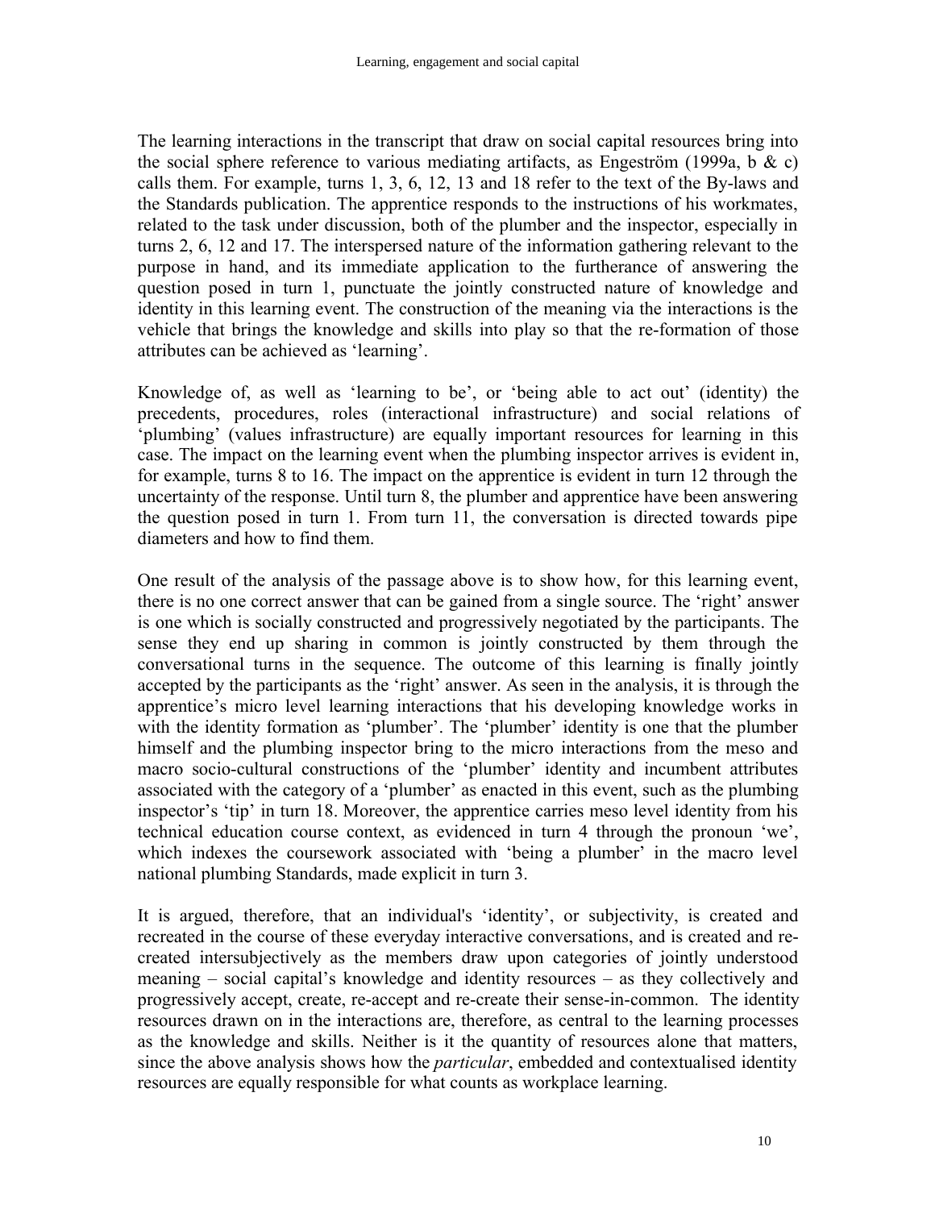The learning interactions in the transcript that draw on social capital resources bring into the social sphere reference to various mediating artifacts, as Engeström (1999a, b & c) calls them. For example, turns 1, 3, 6, 12, 13 and 18 refer to the text of the By-laws and the Standards publication. The apprentice responds to the instructions of his workmates, related to the task under discussion, both of the plumber and the inspector, especially in turns 2, 6, 12 and 17. The interspersed nature of the information gathering relevant to the purpose in hand, and its immediate application to the furtherance of answering the question posed in turn 1, punctuate the jointly constructed nature of knowledge and identity in this learning event. The construction of the meaning via the interactions is the vehicle that brings the knowledge and skills into play so that the re-formation of those attributes can be achieved as 'learning'.

Knowledge of, as well as 'learning to be', or 'being able to act out' (identity) the precedents, procedures, roles (interactional infrastructure) and social relations of 'plumbing' (values infrastructure) are equally important resources for learning in this case. The impact on the learning event when the plumbing inspector arrives is evident in, for example, turns 8 to 16. The impact on the apprentice is evident in turn 12 through the uncertainty of the response. Until turn 8, the plumber and apprentice have been answering the question posed in turn 1. From turn 11, the conversation is directed towards pipe diameters and how to find them.

One result of the analysis of the passage above is to show how, for this learning event, there is no one correct answer that can be gained from a single source. The 'right' answer is one which is socially constructed and progressively negotiated by the participants. The sense they end up sharing in common is jointly constructed by them through the conversational turns in the sequence. The outcome of this learning is finally jointly accepted by the participants as the 'right' answer. As seen in the analysis, it is through the apprentice's micro level learning interactions that his developing knowledge works in with the identity formation as 'plumber'. The 'plumber' identity is one that the plumber himself and the plumbing inspector bring to the micro interactions from the meso and macro socio-cultural constructions of the 'plumber' identity and incumbent attributes associated with the category of a 'plumber' as enacted in this event, such as the plumbing inspector's 'tip' in turn 18. Moreover, the apprentice carries meso level identity from his technical education course context, as evidenced in turn 4 through the pronoun 'we', which indexes the coursework associated with 'being a plumber' in the macro level national plumbing Standards, made explicit in turn 3.

It is argued, therefore, that an individual's 'identity', or subjectivity, is created and recreated in the course of these everyday interactive conversations, and is created and re-created intersubjectively as the members draw upon categories of jointly understood meaning – social capital's knowledge and identity resources – as they collectively and progressively accept, create, re-accept and re-create their sense-in-common. The identity resources drawn on in the interactions are, therefore, as central to the learning processes as the knowledge and skills. Neither is it the quantity of resources alone that matters, since the above analysis shows how the *particular*, embedded and contextualised identity resources are equally responsible for what counts as workplace learning.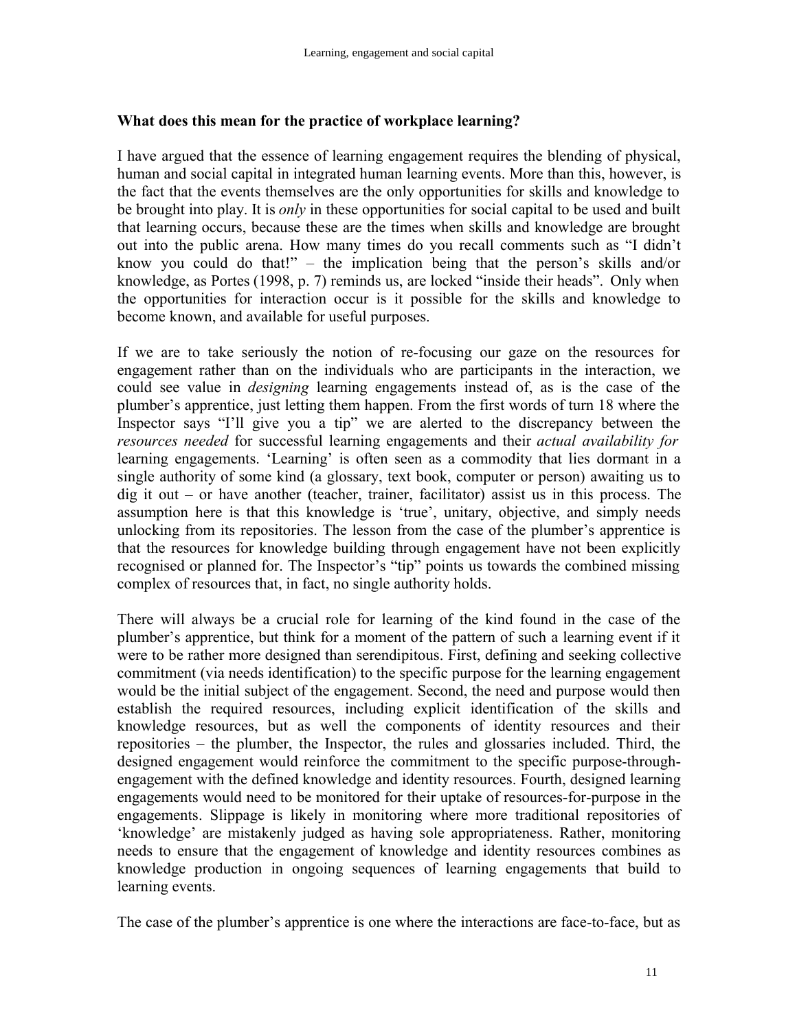**What does this mean for the practice of workplace learning?**

I have argued that the essence of learning engagement requires the blending of physical, human and social capital in integrated human learning events. More than this, however, is the fact that the events themselves are the only opportunities for skills and knowledge to be brought into play. It is *only* in these opportunities for social capital to be used and built that learning occurs, because these are the times when skills and knowledge are brought out into the public arena. How many times do you recall comments such as "I didn't know you could do that!" – the implication being that the person's skills and/or knowledge, as Portes (1998, p. 7) reminds us, are locked "inside their heads". Only when the opportunities for interaction occur is it possible for the skills and knowledge to become known, and available for useful purposes.

If we are to take seriously the notion of re-focusing our gaze on the resources for engagement rather than on the individuals who are participants in the interaction, we could see value in *designing* learning engagements instead of, as is the case of the plumber's apprentice, just letting them happen. From the first words of turn 18 where the Inspector says "I'll give you a tip" we are alerted to the discrepancy between the *resources needed* for successful learning engagements and their *actual availability for* learning engagements. 'Learning' is often seen as a commodity that lies dormant in a single authority of some kind (a glossary, text book, computer or person) awaiting us to dig it out – or have another (teacher, trainer, facilitator) assist us in this process. The assumption here is that this knowledge is 'true', unitary, objective, and simply needs unlocking from its repositories. The lesson from the case of the plumber's apprentice is that the resources for knowledge building through engagement have not been explicitly recognised or planned for. The Inspector's "tip" points us towards the combined missing complex of resources that, in fact, no single authority holds.

There will always be a crucial role for learning of the kind found in the case of the plumber's apprentice, but think for a moment of the pattern of such a learning event if it were to be rather more designed than serendipitous. First, defining and seeking collective commitment (via needs identification) to the specific purpose for the learning engagement would be the initial subject of the engagement. Second, the need and purpose would then establish the required resources, including explicit identification of the skills and knowledge resources, but as well the components of identity resources and their repositories – the plumber, the Inspector, the rules and glossaries included. Third, the designed engagement would reinforce the commitment to the specific purpose-through-engagement with the defined knowledge and identity resources. Fourth, designed learning engagements would need to be monitored for their uptake of resources-for-purpose in the engagements. Slippage is likely in monitoring where more traditional repositories of 'knowledge' are mistakenly judged as having sole appropriateness. Rather, monitoring needs to ensure that the engagement of knowledge and identity resources combines as knowledge production in ongoing sequences of learning engagements that build to learning events.

The case of the plumber's apprentice is one where the interactions are face-to-face, but as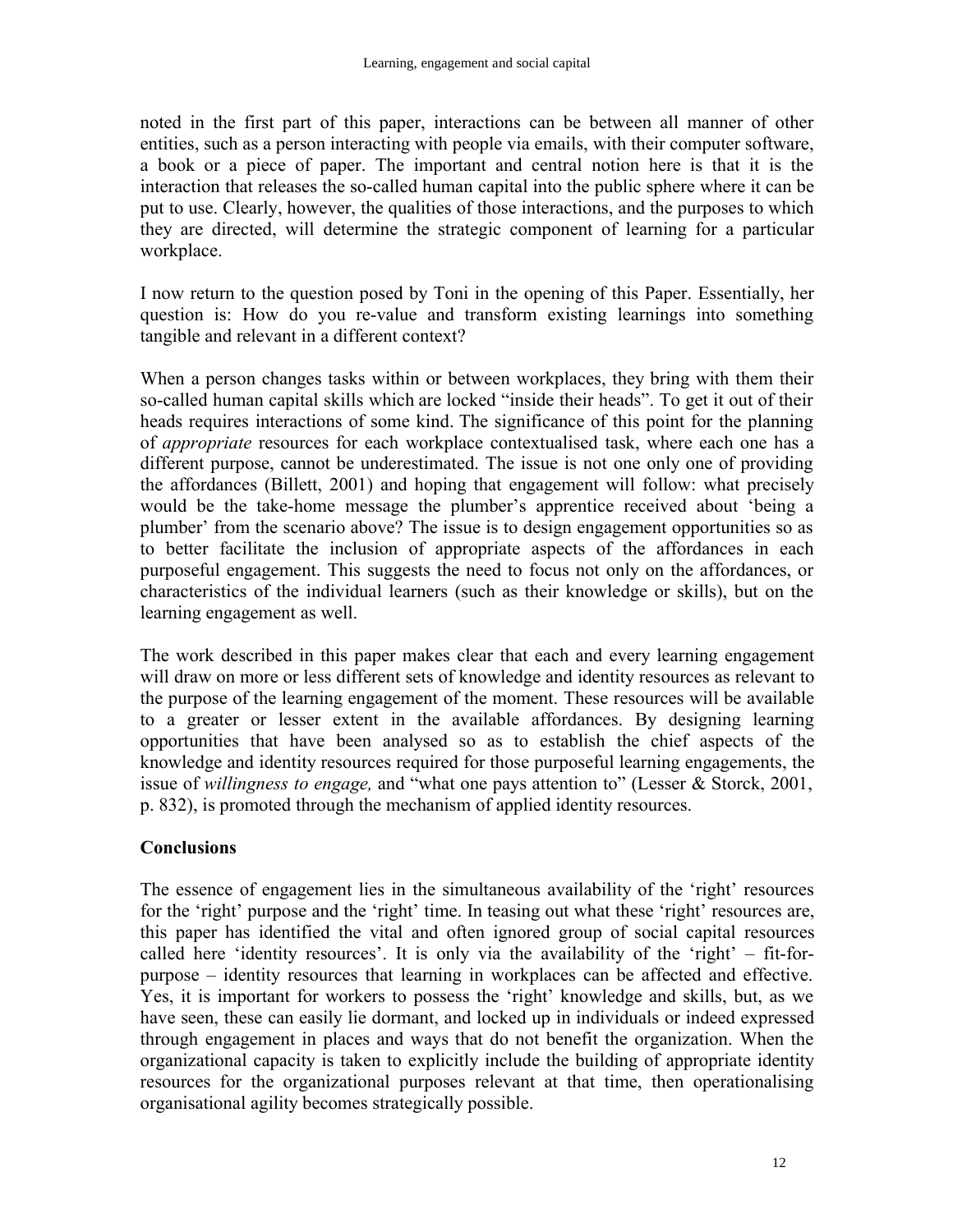noted in the first part of this paper, interactions can be between all manner of other entities, such as a person interacting with people via emails, with their computer software, a book or a piece of paper. The important and central notion here is that it is the interaction that releases the so-called human capital into the public sphere where it can be put to use. Clearly, however, the qualities of those interactions, and the purposes to which they are directed, will determine the strategic component of learning for a particular workplace.

I now return to the question posed by Toni in the opening of this Paper. Essentially, her question is: How do you re-value and transform existing learnings into something tangible and relevant in a different context?

When a person changes tasks within or between workplaces, they bring with them their so-called human capital skills which are locked "inside their heads". To get it out of their heads requires interactions of some kind. The significance of this point for the planning of *appropriate* resources for each workplace contextualised task, where each one has a different purpose, cannot be underestimated. The issue is not one only one of providing the affordances (Billett, 2001) and hoping that engagement will follow: what precisely would be the take-home message the plumber's apprentice received about 'being a plumber' from the scenario above? The issue is to design engagement opportunities so as to better facilitate the inclusion of appropriate aspects of the affordances in each purposeful engagement. This suggests the need to focus not only on the affordances, or characteristics of the individual learners (such as their knowledge or skills), but on the learning engagement as well.

The work described in this paper makes clear that each and every learning engagement will draw on more or less different sets of knowledge and identity resources as relevant to the purpose of the learning engagement of the moment. These resources will be available to a greater or lesser extent in the available affordances. By designing learning opportunities that have been analysed so as to establish the chief aspects of the knowledge and identity resources required for those purposeful learning engagements, the issue of *willingness to engage,* and "what one pays attention to" (Lesser & Storck, 2001, p. 832), is promoted through the mechanism of applied identity resources.

## Conclusions

The essence of engagement lies in the simultaneous availability of the 'right' resources for the 'right' purpose and the 'right' time. In teasing out what these 'right' resources are, this paper has identified the vital and often ignored group of social capital resources called here 'identity resources'. It is only via the availability of the 'right' – fit-for-purpose – identity resources that learning in workplaces can be affected and effective. Yes, it is important for workers to possess the 'right' knowledge and skills, but, as we have seen, these can easily lie dormant, and locked up in individuals or indeed expressed through engagement in places and ways that do not benefit the organization. When the organizational capacity is taken to explicitly include the building of appropriate identity resources for the organizational purposes relevant at that time, then operationalising organisational agility becomes strategically possible.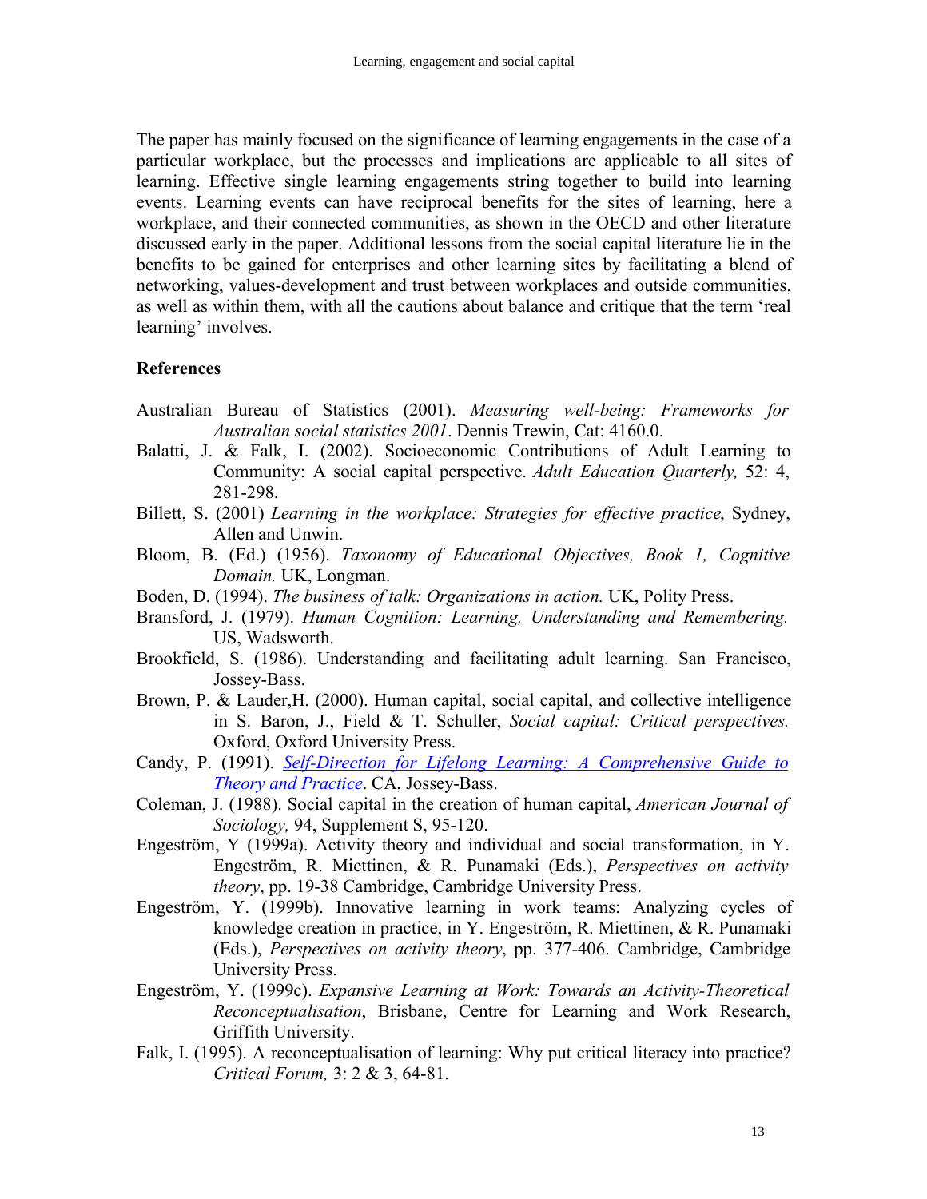The paper has mainly focused on the significance of learning engagements in the case of a particular workplace, but the processes and implications are applicable to all sites of learning. Effective single learning engagements string together to build into learning events. Learning events can have reciprocal benefits for the sites of learning, here a workplace, and their connected communities, as shown in the OECD and other literature discussed early in the paper. Additional lessons from the social capital literature lie in the benefits to be gained for enterprises and other learning sites by facilitating a blend of networking, values-development and trust between workplaces and outside communities, as well as within them, with all the cautions about balance and critique that the term 'real learning' involves.

## References

Australian Bureau of Statistics (2001). *Measuring well-being: Frameworks for Australian social statistics 2001*. Dennis Trewin, Cat: 4160.0.

Balatti, J. & Falk, I. (2002). Socioeconomic Contributions of Adult Learning to Community: A social capital perspective. *Adult Education Quarterly,* 52: 4, 281-298.

Billett, S. (2001) *Learning in the workplace: Strategies for effective practice*, Sydney, Allen and Unwin.

Bloom, B. (Ed.) (1956). *Taxonomy of Educational Objectives, Book 1, Cognitive Domain.* UK, Longman.

Boden, D. (1994). *The business of talk: Organizations in action.* UK, Polity Press.

Bransford, J. (1979). *Human Cognition: Learning, Understanding and Remembering.* US, Wadsworth.

Brookfield, S. (1986). Understanding and facilitating adult learning. San Francisco, Jossey-Bass.

Brown, P. & Lauder,H. (2000). Human capital, social capital, and collective intelligence in S. Baron, J., Field & T. Schuller, *Social capital: Critical perspectives.* Oxford, Oxford University Press.

Candy, P. (1991). *Self-Direction for Lifelong Learning: A Comprehensive Guide to Theory and Practice*. CA, Jossey-Bass.

Coleman, J. (1988). Social capital in the creation of human capital, *American Journal of Sociology,* 94, Supplement S, 95-120.

Engeström, Y (1999a). Activity theory and individual and social transformation, in Y. Engeström, R. Miettinen, & R. Punamaki (Eds.), *Perspectives on activity theory*, pp. 19-38 Cambridge, Cambridge University Press.

Engeström, Y. (1999b). Innovative learning in work teams: Analyzing cycles of knowledge creation in practice, in Y. Engeström, R. Miettinen, & R. Punamaki (Eds.), *Perspectives on activity theory*, pp. 377-406. Cambridge, Cambridge University Press.

Engeström, Y. (1999c). *Expansive Learning at Work: Towards an Activity-Theoretical Reconceptualisation*, Brisbane, Centre for Learning and Work Research, Griffith University.

Falk, I. (1995). A reconceptualisation of learning: Why put critical literacy into practice? *Critical Forum,* 3: 2 & 3, 64-81.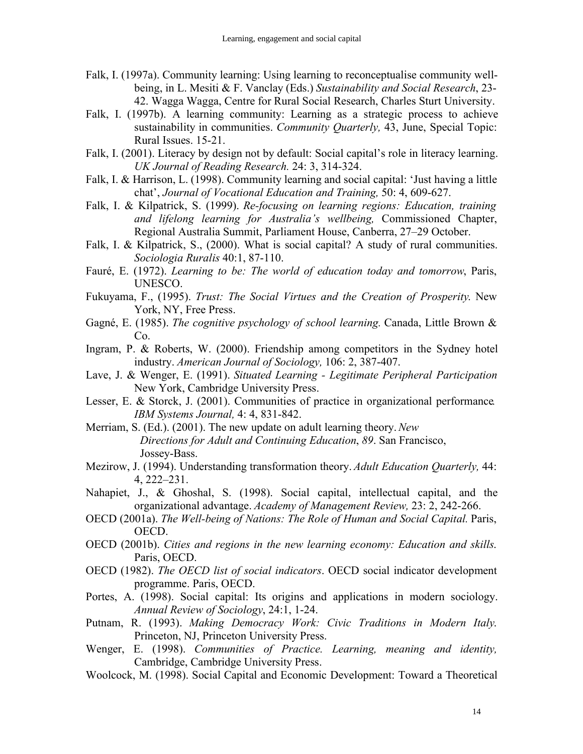Falk, I. (1997a). Community learning: Using learning to reconceptualise community well-being, in L. Mesiti & F. Vanclay (Eds.) *Sustainability and Social Research*, 23-42. Wagga Wagga, Centre for Rural Social Research, Charles Sturt University.

Falk, I. (1997b). A learning community: Learning as a strategic process to achieve sustainability in communities. *Community Quarterly,* 43, June, Special Topic: Rural Issues. 15-21.

Falk, I. (2001). Literacy by design not by default: Social capital's role in literacy learning. *UK Journal of Reading Research.* 24: 3, 314-324.

Falk, I. & Harrison, L. (1998). Community learning and social capital: 'Just having a little chat', *Journal of Vocational Education and Training,* 50: 4, 609-627.

Falk, I. & Kilpatrick, S. (1999). *Re-focusing on learning regions: Education, training and lifelong learning for Australia's wellbeing,* Commissioned Chapter, Regional Australia Summit, Parliament House, Canberra, 27–29 October.

Falk, I. & Kilpatrick, S., (2000). What is social capital? A study of rural communities. *Sociologia Ruralis* 40:1, 87-110.

Fauré, E. (1972). *Learning to be: The world of education today and tomorrow*, Paris, UNESCO.

Fukuyama, F., (1995). *Trust: The Social Virtues and the Creation of Prosperity.* New York, NY, Free Press.

Gagné, E. (1985). *The cognitive psychology of school learning.* Canada, Little Brown & Co.

Ingram, P. & Roberts, W. (2000). Friendship among competitors in the Sydney hotel industry. *American Journal of Sociology,* 106: 2, 387-407.

Lave, J. & Wenger, E. (1991). *Situated Learning - Legitimate Peripheral Participation* New York, Cambridge University Press.

Lesser, E. & Storck, J. (2001). Communities of practice in organizational performance. *IBM Systems Journal,* 4: 4, 831-842.

Merriam, S. (Ed.). (2001). The new update on adult learning theory. *New Directions for Adult and Continuing Education*, *89*. San Francisco, Jossey-Bass.

Mezirow, J. (1994). Understanding transformation theory. *Adult Education Quarterly,* 44: 4, 222–231.

Nahapiet, J., & Ghoshal, S. (1998). Social capital, intellectual capital, and the organizational advantage. *Academy of Management Review,* 23: 2, 242-266.

OECD (2001a). *The Well-being of Nations: The Role of Human and Social Capital.* Paris, OECD.

OECD (2001b). *Cities and regions in the new learning economy: Education and skills.* Paris, OECD.

OECD (1982). *The OECD list of social indicators*. OECD social indicator development programme. Paris, OECD.

Portes, A. (1998). Social capital: Its origins and applications in modern sociology. *Annual Review of Sociology*, 24:1, 1-24.

Putnam, R. (1993). *Making Democracy Work: Civic Traditions in Modern Italy.* Princeton, NJ, Princeton University Press.

Wenger, E. (1998). *Communities of Practice. Learning, meaning and identity,* Cambridge, Cambridge University Press.

Woolcock, M. (1998). Social Capital and Economic Development: Toward a Theoretical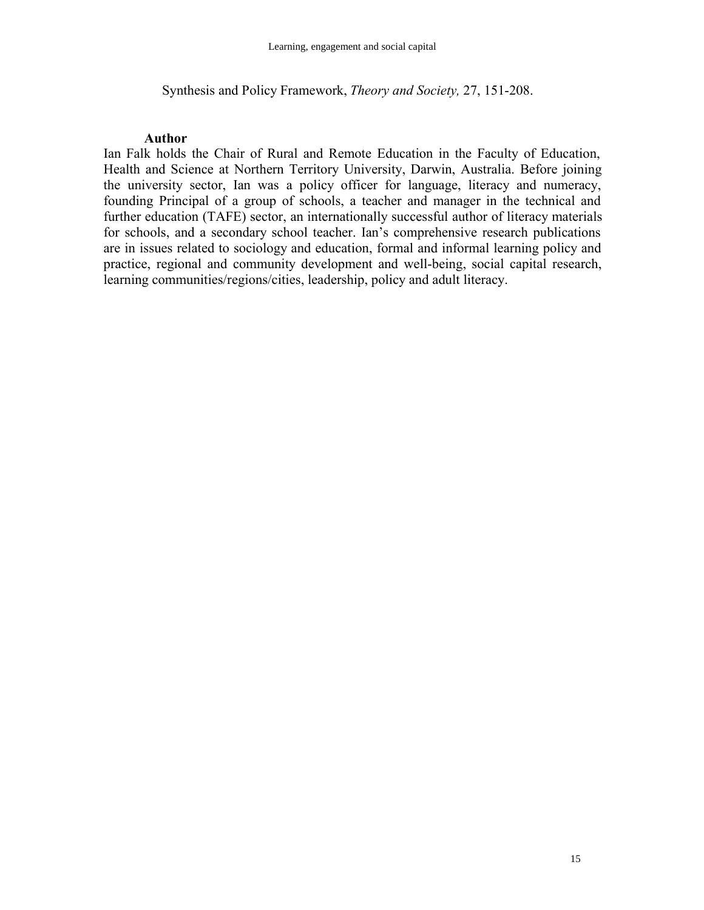Synthesis and Policy Framework, *Theory and Society,* 27, 151-208.

**Author**

Ian Falk holds the Chair of Rural and Remote Education in the Faculty of Education, Health and Science at Northern Territory University, Darwin, Australia. Before joining the university sector, Ian was a policy officer for language, literacy and numeracy, founding Principal of a group of schools, a teacher and manager in the technical and further education (TAFE) sector, an internationally successful author of literacy materials for schools, and a secondary school teacher. Ian's comprehensive research publications are in issues related to sociology and education, formal and informal learning policy and practice, regional and community development and well-being, social capital research, learning communities/regions/cities, leadership, policy and adult literacy.